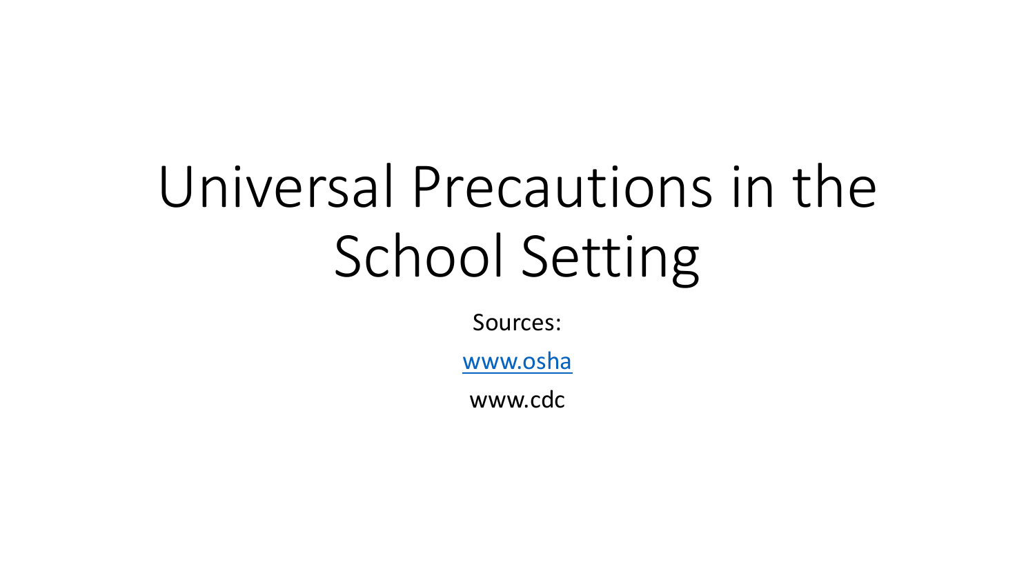# Universal Precautions in the School Setting

Sources:

[www.osha](www.osha)

www.cdc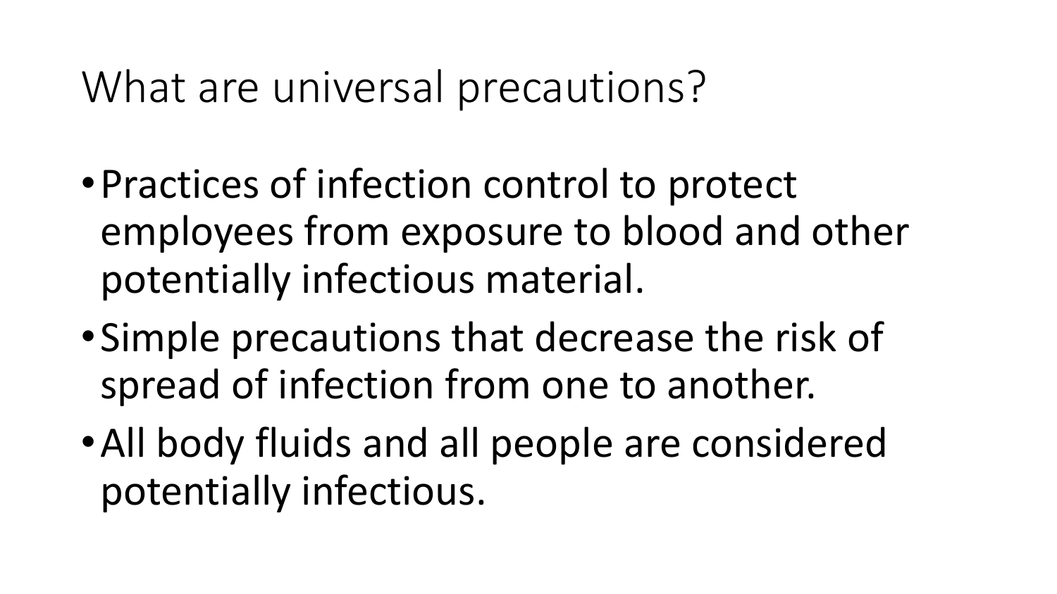# What are universal precautions?

- Practices of infection control to protect employees from exposure to blood and other potentially infectious material.
- Simple precautions that decrease the risk of spread of infection from one to another.
- All body fluids and all people are considered potentially infectious.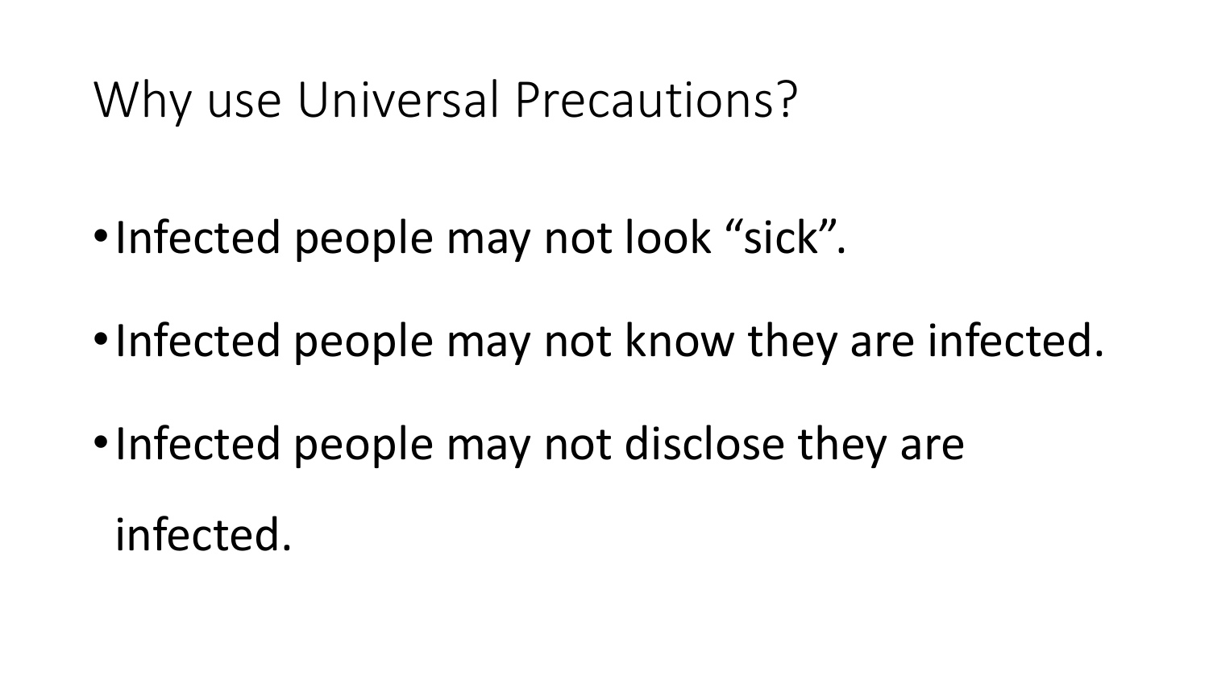# Why use Universal Precautions?

- Infected people may not look "sick".
- Infected people may not know they are infected.
- Infected people may not disclose they are infected.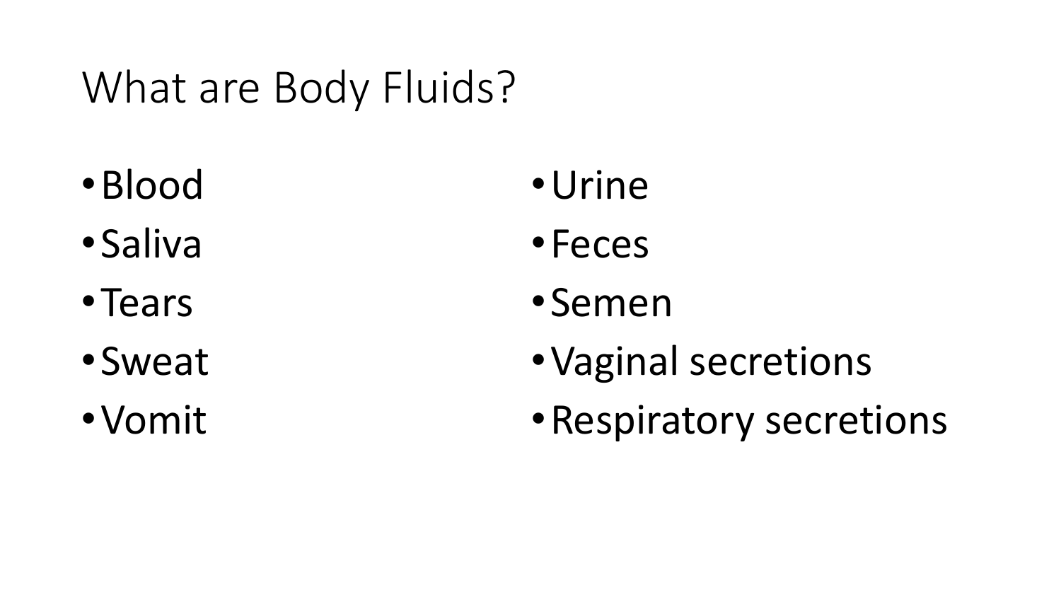# What are Body Fluids?

- Blood
- Saliva
- Tears
- Sweat
- Vomit
- Urine
- Feces
- Semen
- Vaginal secretions
- Respiratory secretions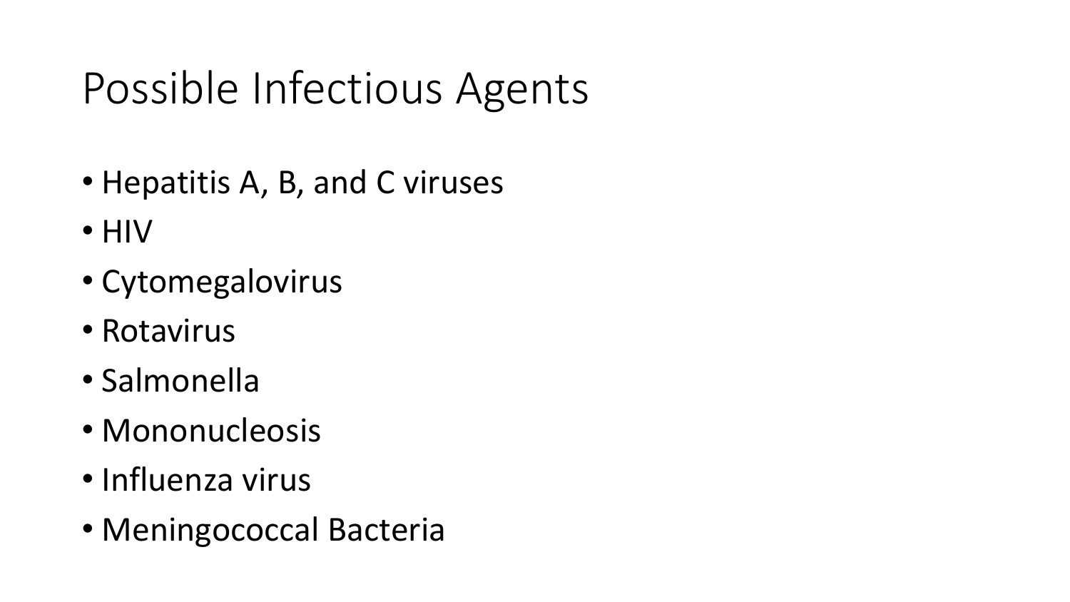# Possible Infectious Agents

- Hepatitis A, B, and C viruses
- HIV
- Cytomegalovirus
- Rotavirus
- Salmonella
- Mononucleosis
- Influenza virus
- Meningococcal Bacteria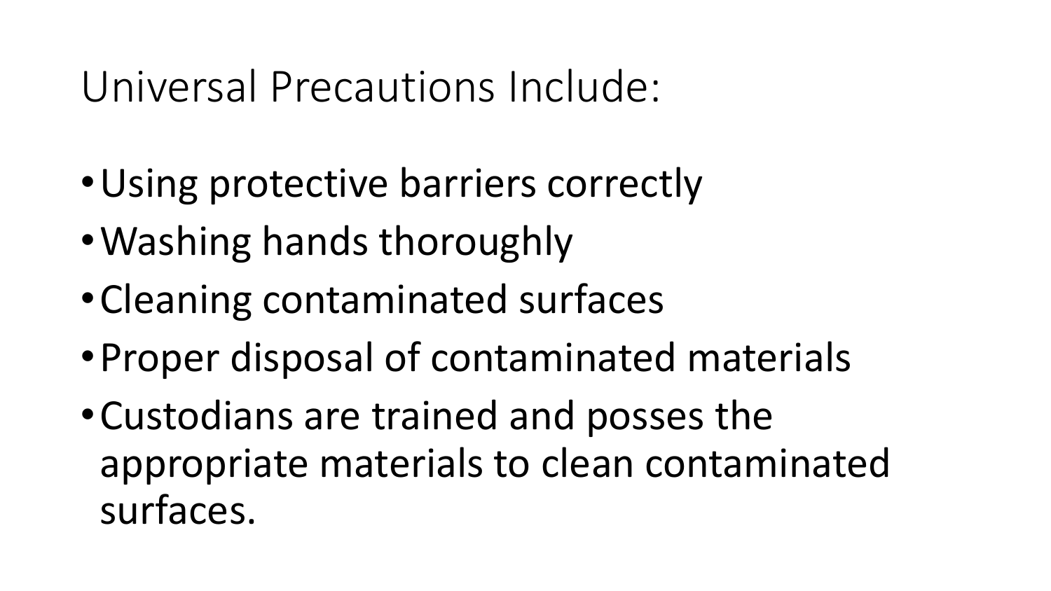# Universal Precautions Include:

- Using protective barriers correctly
- Washing hands thoroughly
- Cleaning contaminated surfaces
- Proper disposal of contaminated materials
- Custodians are trained and posses the appropriate materials to clean contaminated surfaces.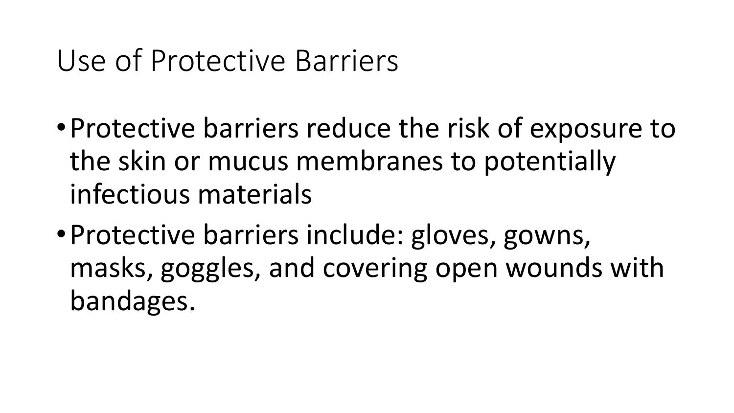# Use of Protective Barriers

- Protective barriers reduce the risk of exposure to the skin or mucus membranes to potentially infectious materials
- Protective barriers include: gloves, gowns, masks, goggles, and covering open wounds with bandages.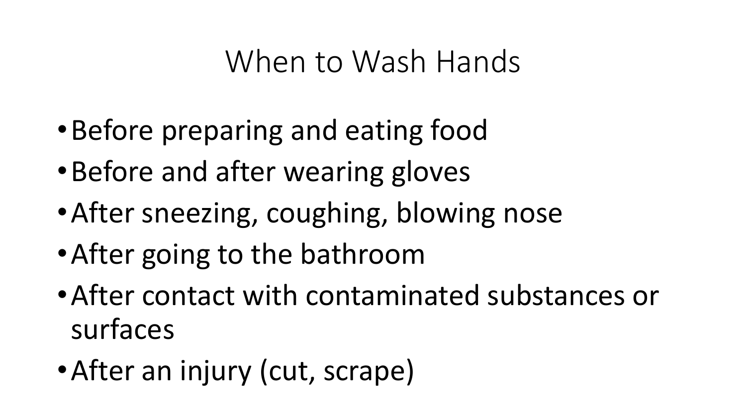# When to Wash Hands

- Before preparing and eating food
- Before and after wearing gloves
- After sneezing, coughing, blowing nose
- After going to the bathroom
- After contact with contaminated substances or surfaces
- After an injury (cut, scrape)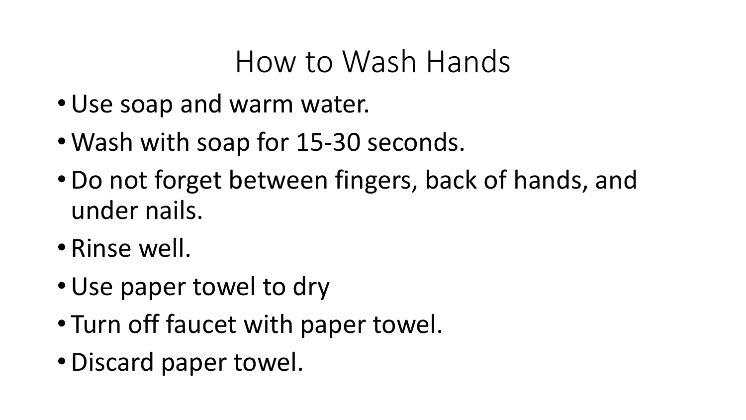# How to Wash Hands

- Use soap and warm water.
- Wash with soap for 15-30 seconds.
- Do not forget between fingers, back of hands, and under nails.
- Rinse well.
- Use paper towel to dry
- Turn off faucet with paper towel.
- Discard paper towel.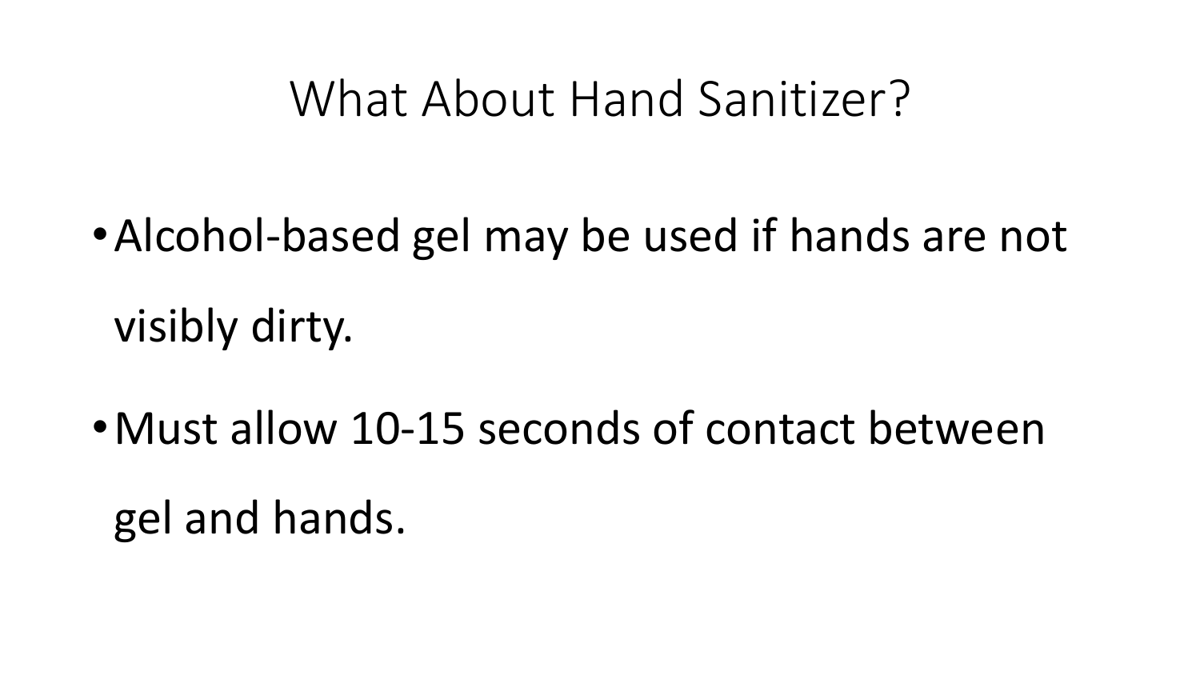# What About Hand Sanitizer?

- Alcohol-based gel may be used if hands are not visibly dirty.
- Must allow 10-15 seconds of contact between gel and hands.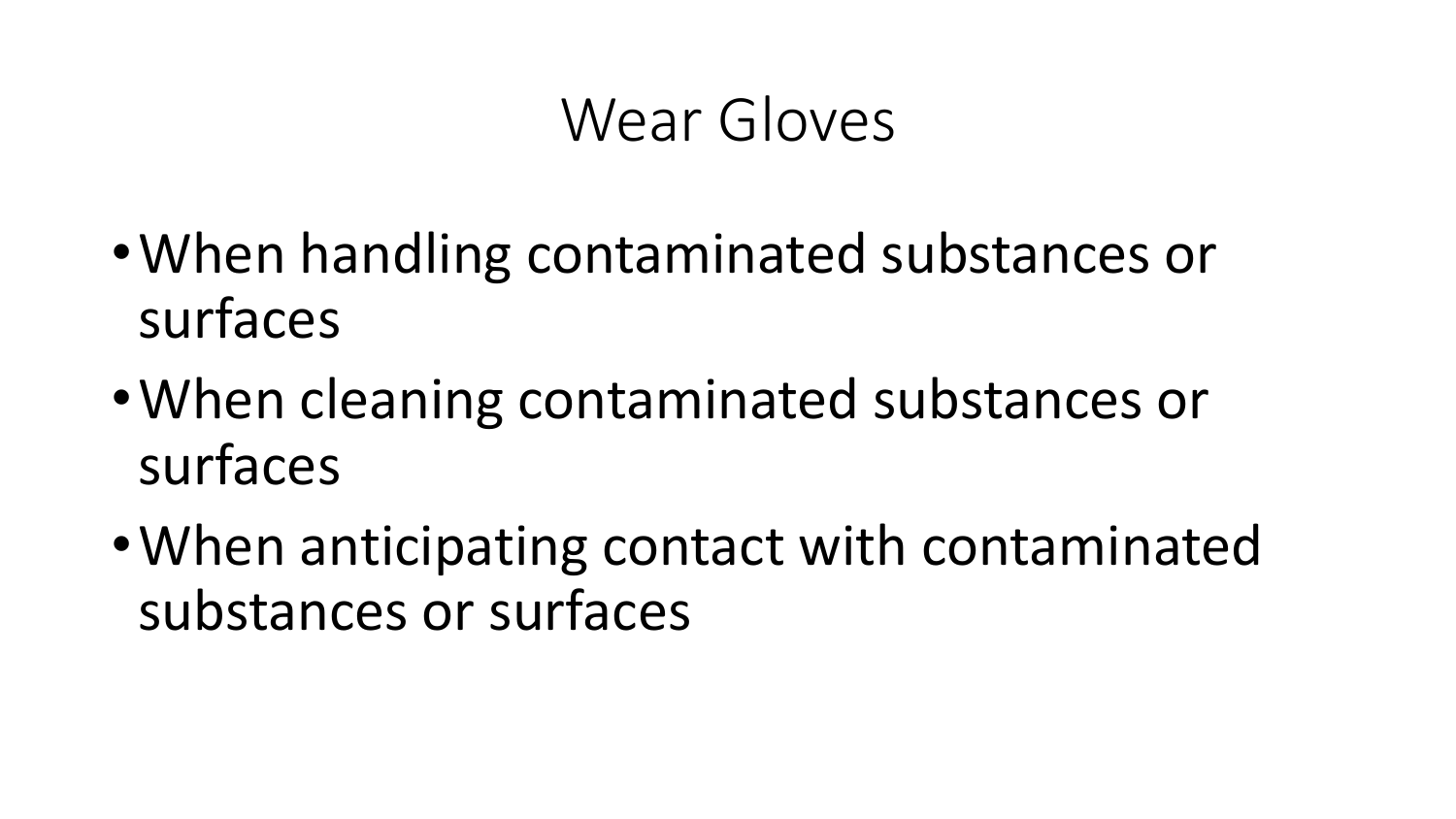# Wear Gloves

- When handling contaminated substances or surfaces
- When cleaning contaminated substances or surfaces
- When anticipating contact with contaminated substances or surfaces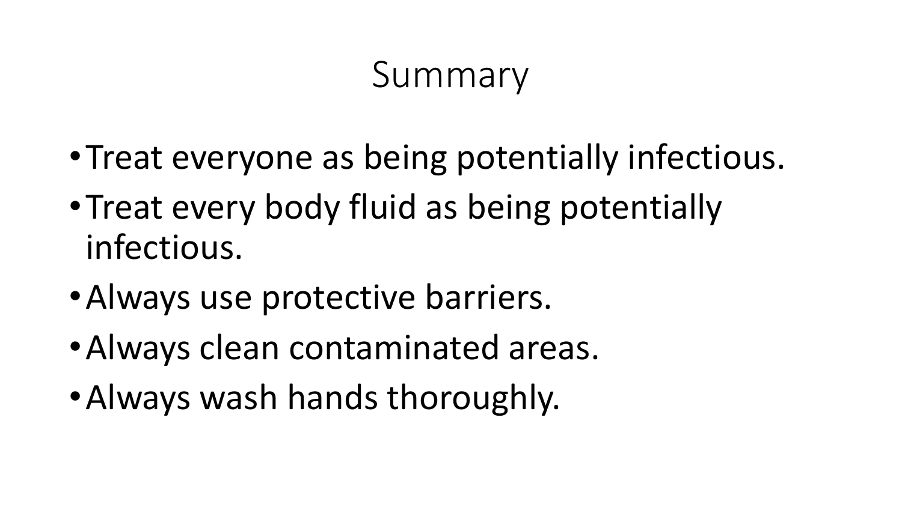# Summary

- Treat everyone as being potentially infectious.
- Treat every body fluid as being potentially infectious.
- Always use protective barriers.
- Always clean contaminated areas.
- Always wash hands thoroughly.